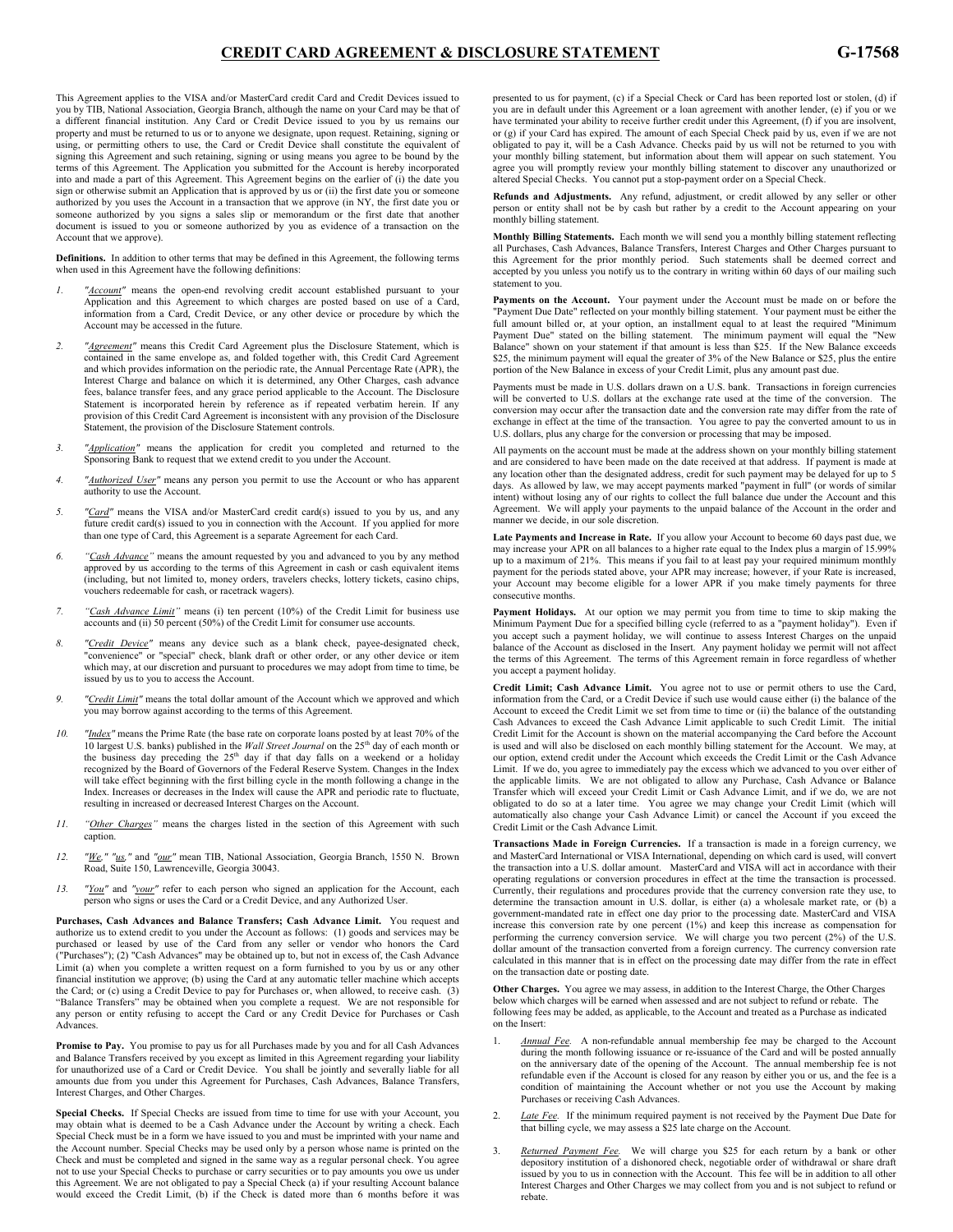# CREDIT CARD AGREEMENT & DISCLOSURE STATEMENT G-17568

This Agreement applies to the VISA and/or MasterCard credit Card and Credit Devices issued to you by TIB, National Association, Georgia Branch, although the name on your Card may be that of a different financial institution. Any Card or Credit Device issued to you by us remains our property and must be returned to us or to anyone we designate, upon request. Retaining, signing or using, or permitting others to use, the Card or Credit Device shall constitute the equivalent of signing this Agreement and such retaining, signing or using means you agree to be bound by the terms of this Agreement. The Application you submitted for the Account is hereby incorporated into and made a part of this Agreement. This Agreement begins on the earlier of (i) the date you sign or otherwise submit an Application that is approved by us or (ii) the first date you or someone authorized by you uses the Account in a transaction that we approve (in NY, the first date you or someone authorized by you signs a sales slip or memorandum or the first date that another document is issued to you or someone authorized by you as evidence of a transaction on the Account that we approve).

**Definitions.** In addition to other terms that may be defined in this Agreement, the following terms when used in this Agreement have the following definitions:

1. *"Account"* means the open-end revolving credit account established pursuant to your Application and this Agreement to which charges are posted based on use of a Card, information from a Card, Credit Device, or any other device or procedure by which the Account may be accessed in the future.
2. *"Agreement"* means this Credit Card Agreement plus the Disclosure Statement, which is contained in the same envelope as, and folded together with, this Credit Card Agreement and which provides information on the periodic rate, the Annual Percentage Rate (APR), the Interest Charge and balance on which it is determined, any Other Charges, cash advance fees, balance transfer fees, and any grace period applicable to the Account. The Disclosure Statement is incorporated herein by reference as if repeated verbatim herein. If any provision of this Credit Card Agreement is inconsistent with any provision of the Disclosure Statement, the provision of the Disclosure Statement controls.
3. *"Application"* means the application for credit you completed and returned to the Sponsoring Bank to request that we extend credit to you under the Account.
4. *"Authorized User"* means any person you permit to use the Account or who has apparent authority to use the Account.
5. *"Card"* means the VISA and/or MasterCard credit card(s) issued to you by us, and any future credit card(s) issued to you in connection with the Account. If you applied for more than one type of Card, this Agreement is a separate Agreement for each Card.
6. *"Cash Advance"* means the amount requested by you and advanced to you by any method approved by us according to the terms of this Agreement in cash or cash equivalent items (including, but not limited to, money orders, travelers checks, lottery tickets, casino chips, vouchers redeemable for cash, or racetrack wagers).
7. *"Cash Advance Limit"* means (i) ten percent (10%) of the Credit Limit for business use accounts and (ii) 50 percent (50%) of the Credit Limit for consumer use accounts.
8. *"Credit Device"* means any device such as a blank check, payee-designated check, "convenience" or "special" check, blank draft or other order, or any other device or item which may, at our discretion and pursuant to procedures we may adopt from time to time, be issued by us to you to access the Account.
9. *"Credit Limit"* means the total dollar amount of the Account which we approved and which you may borrow against according to the terms of this Agreement.
10. *"Index"* means the Prime Rate (the base rate on corporate loans posted by at least 70% of the 10 largest U.S. banks) published in the *Wall Street Journal* on the 25th day of each month or the business day preceding the 25th day if that day falls on a weekend or a holiday recognized by the Board of Governors of the Federal Reserve System. Changes in the Index will take effect beginning with the first billing cycle in the month following a change in the Index. Increases or decreases in the Index will cause the APR and periodic rate to fluctuate, resulting in increased or decreased Interest Charges on the Account.
11. *"Other Charges"* means the charges listed in the section of this Agreement with such caption.
12. *"We," "us,"* and *"our"* mean TIB, National Association, Georgia Branch, 1550 N. Brown Road, Suite 150, Lawrenceville, Georgia 30043.
13. *"You"* and *"your"* refer to each person who signed an application for the Account, each person who signs or uses the Card or a Credit Device, and any Authorized User.

**Purchases, Cash Advances and Balance Transfers; Cash Advance Limit.** You request and authorize us to extend credit to you under the Account as follows: (1) goods and services may be purchased or leased by use of the Card from any seller or vendor who honors the Card ("Purchases"); (2) "Cash Advances" may be obtained up to, but not in excess of, the Cash Advance Limit (a) when you complete a written request on a form furnished to you by us or any other financial institution we approve; (b) using the Card at any automatic teller machine which accepts the Card; or (c) using a Credit Device to pay for Purchases or, when allowed, to receive cash. (3) "Balance Transfers" may be obtained when you complete a request. We are not responsible for any person or entity refusing to accept the Card or any Credit Device for Purchases or Cash Advances.

**Promise to Pay.** You promise to pay us for all Purchases made by you and for all Cash Advances and Balance Transfers received by you except as limited in this Agreement regarding your liability for unauthorized use of a Card or Credit Device. You shall be jointly and severally liable for all amounts due from you under this Agreement for Purchases, Cash Advances, Balance Transfers, Interest Charges, and Other Charges.

**Special Checks.** If Special Checks are issued from time to time for use with your Account, you may obtain what is deemed to be a Cash Advance under the Account by writing a check. Each Special Check must be in a form we have issued to you and must be imprinted with your name and the Account number. Special Checks may be used only by a person whose name is printed on the Check and must be completed and signed in the same way as a regular personal check. You agree not to use your Special Checks to purchase or carry securities or to pay amounts you owe us under this Agreement. We are not obligated to pay a Special Check (a) if your resulting Account balance would exceed the Credit Limit, (b) if the Check is dated more than 6 months before it was presented to us for payment, (c) if a Special Check or Card has been reported lost or stolen, (d) if you are in default under this Agreement or a loan agreement with another lender, (e) if you or we have terminated your ability to receive further credit under this Agreement, (f) if you are insolvent, or (g) if your Card has expired. The amount of each Special Check paid by us, even if we are not obligated to pay it, will be a Cash Advance. Checks paid by us will not be returned to you with your monthly billing statement, but information about them will appear on such statement. You agree you will promptly review your monthly billing statement to discover any unauthorized or altered Special Checks. You cannot put a stop-payment order on a Special Check.

**Refunds and Adjustments.** Any refund, adjustment, or credit allowed by any seller or other person or entity shall not be by cash but rather by a credit to the Account appearing on your monthly billing statement.

**Monthly Billing Statements.** Each month we will send you a monthly billing statement reflecting all Purchases, Cash Advances, Balance Transfers, Interest Charges and Other Charges pursuant to this Agreement for the prior monthly period. Such statements shall be deemed correct and accepted by you unless you notify us to the contrary in writing within 60 days of our mailing such statement to you.

**Payments on the Account.** Your payment under the Account must be made on or before the "Payment Due Date" reflected on your monthly billing statement. Your payment must be either the full amount billed or, at your option, an installment equal to at least the required "Minimum Payment Due" stated on the billing statement. The minimum payment will equal the "New Balance" shown on your statement if that amount is less than $25. If the New Balance exceeds $25, the minimum payment will equal the greater of 3% of the New Balance or $25, plus the entire portion of the New Balance in excess of your Credit Limit, plus any amount past due.

Payments must be made in U.S. dollars drawn on a U.S. bank. Transactions in foreign currencies will be converted to U.S. dollars at the exchange rate used at the time of the conversion. The conversion may occur after the transaction date and the conversion rate may differ from the rate of exchange in effect at the time of the transaction. You agree to pay the converted amount to us in U.S. dollars, plus any charge for the conversion or processing that may be imposed.

All payments on the account must be made at the address shown on your monthly billing statement and are considered to have been made on the date received at that address. If payment is made at any location other than the designated address, credit for such payment may be delayed for up to 5 days. As allowed by law, we may accept payments marked "payment in full" (or words of similar intent) without losing any of our rights to collect the full balance due under the Account and this Agreement. We will apply your payments to the unpaid balance of the Account in the order and manner we decide, in our sole discretion.

**Late Payments and Increase in Rate.** If you allow your Account to become 60 days past due, we may increase your APR on all balances to a higher rate equal to the Index plus a margin of 15.99% up to a maximum of 21%. This means if you fail to at least pay your required minimum monthly payment for the periods stated above, your APR may increase; however, if your Rate is increased, your Account may become eligible for a lower APR if you make timely payments for three consecutive months.

**Payment Holidays.** At our option we may permit you from time to time to skip making the Minimum Payment Due for a specified billing cycle (referred to as a "payment holiday"). Even if you accept such a payment holiday, we will continue to assess Interest Charges on the unpaid balance of the Account as disclosed in the Insert. Any payment holiday we permit will not affect the terms of this Agreement. The terms of this Agreement remain in force regardless of whether you accept a payment holiday.

**Credit Limit; Cash Advance Limit.** You agree not to use or permit others to use the Card, information from the Card, or a Credit Device if such use would cause either (i) the balance of the Account to exceed the Credit Limit we set from time to time or (ii) the balance of the outstanding Cash Advances to exceed the Cash Advance Limit applicable to such Credit Limit. The initial Credit Limit for the Account is shown on the material accompanying the Card before the Account is used and will also be disclosed on each monthly billing statement for the Account. We may, at our option, extend credit under the Account which exceeds the Credit Limit or the Cash Advance Limit. If we do, you agree to immediately pay the excess which we advanced to you over either of the applicable limits. We are not obligated to allow any Purchase, Cash Advance or Balance Transfer which will exceed your Credit Limit or Cash Advance Limit, and if we do, we are not obligated to do so at a later time. You agree we may change your Credit Limit (which will automatically also change your Cash Advance Limit) or cancel the Account if you exceed the Credit Limit or the Cash Advance Limit.

**Transactions Made in Foreign Currencies.** If a transaction is made in a foreign currency, we and MasterCard International or VISA International, depending on which card is used, will convert the transaction into a U.S. dollar amount. MasterCard and VISA will act in accordance with their operating regulations or conversion procedures in effect at the time the transaction is processed. Currently, their regulations and procedures provide that the currency conversion rate they use, to determine the transaction amount in U.S. dollar, is either (a) a wholesale market rate, or (b) a government-mandated rate in effect one day prior to the processing date. MasterCard and VISA increase this conversion rate by one percent (1%) and keep this increase as compensation for performing the currency conversion service. We will charge you two percent (2%) of the U.S. dollar amount of the transaction converted from a foreign currency. The currency conversion rate calculated in this manner that is in effect on the processing date may differ from the rate in effect on the transaction date or posting date.

**Other Charges.** You agree we may assess, in addition to the Interest Charge, the Other Charges below which charges will be earned when assessed and are not subject to refund or rebate. The following fees may be added, as applicable, to the Account and treated as a Purchase as indicated on the Insert:

1. *Annual Fee.* A non-refundable annual membership fee may be charged to the Account during the month following issuance or re-issuance of the Card and will be posted annually on the anniversary date of the opening of the Account. The annual membership fee is not refundable even if the Account is closed for any reason by either you or us, and the fee is a condition of maintaining the Account whether or not you use the Account by making Purchases or receiving Cash Advances.
2. *Late Fee.* If the minimum required payment is not received by the Payment Due Date for that billing cycle, we may assess a $25 late charge on the Account.
3. *Returned Payment Fee.* We will charge you $25 for each return by a bank or other depository institution of a dishonored check, negotiable order of withdrawal or share draft issued by you to us in connection with the Account. This fee will be in addition to all other Interest Charges and Other Charges we may collect from you and is not subject to refund or rebate.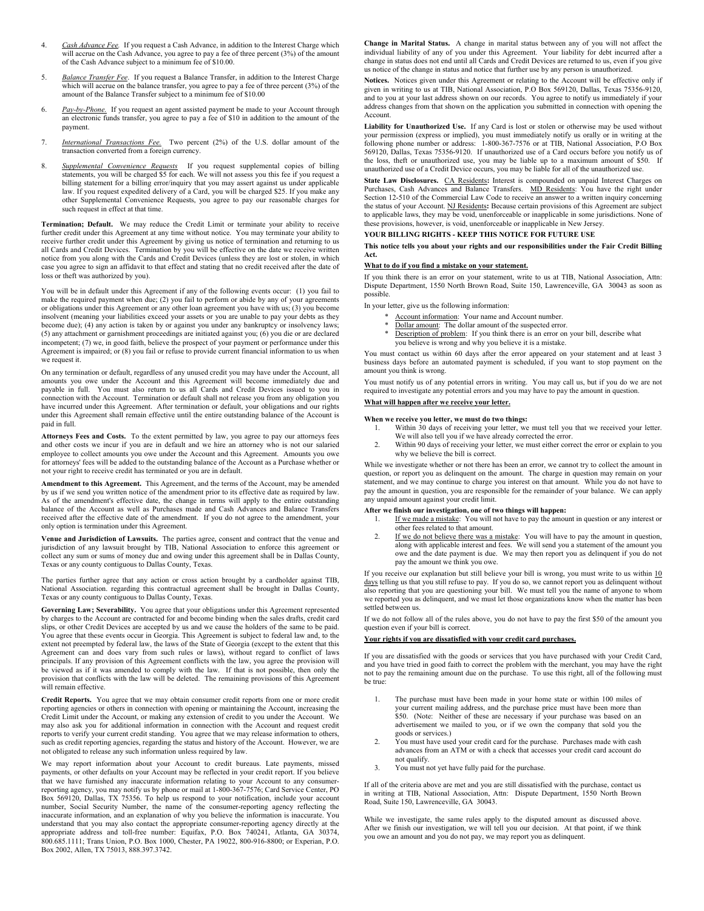4. *Cash Advance Fee.* If you request a Cash Advance, in addition to the Interest Charge which will accrue on the Cash Advance, you agree to pay a fee of three percent (3%) of the amount of the Cash Advance subject to a minimum fee of $10.00.

5. *Balance Transfer Fee.* If you request a Balance Transfer, in addition to the Interest Charge which will accrue on the balance transfer, you agree to pay a fee of three percent (3%) of the amount of the Balance Transfer subject to a minimum fee of $10.00

6. *Pay-by-Phone.* If you request an agent assisted payment be made to your Account through an electronic funds transfer, you agree to pay a fee of $10 in addition to the amount of the payment.

7. *International Transactions Fee.* Two percent (2%) of the U.S. dollar amount of the transaction converted from a foreign currency.

8. *Supplemental Convenience Requests* If you request supplemental copies of billing statements, you will be charged $5 for each. We will not assess you this fee if you request a billing statement for a billing error/inquiry that you may assert against us under applicable law. If you request expedited delivery of a Card, you will be charged $25. If you make any other Supplemental Convenience Requests, you agree to pay our reasonable charges for such request in effect at that time.

**Termination; Default.** We may reduce the Credit Limit or terminate your ability to receive further credit under this Agreement at any time without notice. You may terminate your ability to receive further credit under this Agreement by giving us notice of termination and returning to us all Cards and Credit Devices. Termination by you will be effective on the date we receive written notice from you along with the Cards and Credit Devices (unless they are lost or stolen, in which case you agree to sign an affidavit to that effect and stating that no credit received after the date of loss or theft was authorized by you).

You will be in default under this Agreement if any of the following events occur: (1) you fail to make the required payment when due; (2) you fail to perform or abide by any of your agreements or obligations under this Agreement or any other loan agreement you have with us; (3) you become insolvent (meaning your liabilities exceed your assets or you are unable to pay your debts as they become due); (4) any action is taken by or against you under any bankruptcy or insolvency laws; (5) any attachment or garnishment proceedings are initiated against you; (6) you die or are declared incompetent; (7) we, in good faith, believe the prospect of your payment or performance under this Agreement is impaired; or (8) you fail or refuse to provide current financial information to us when we request it.

On any termination or default, regardless of any unused credit you may have under the Account, all amounts you owe under the Account and this Agreement will become immediately due and payable in full. You must also return to us all Cards and Credit Devices issued to you in connection with the Account. Termination or default shall not release you from any obligation you have incurred under this Agreement. After termination or default, your obligations and our rights under this Agreement shall remain effective until the entire outstanding balance of the Account is paid in full.

**Attorneys Fees and Costs.** To the extent permitted by law, you agree to pay our attorneys fees and other costs we incur if you are in default and we hire an attorney who is not our salaried employee to collect amounts you owe under the Account and this Agreement. Amounts you owe for attorneys' fees will be added to the outstanding balance of the Account as a Purchase whether or not your right to receive credit has terminated or you are in default.

**Amendment to this Agreement.** This Agreement, and the terms of the Account, may be amended by us if we send you written notice of the amendment prior to its effective date as required by law. As of the amendment's effective date, the change in terms will apply to the entire outstanding balance of the Account as well as Purchases made and Cash Advances and Balance Transfers received after the effective date of the amendment. If you do not agree to the amendment, your only option is termination under this Agreement.

**Venue and Jurisdiction of Lawsuits.** The parties agree, consent and contract that the venue and jurisdiction of any lawsuit brought by TIB, National Association to enforce this agreement or collect any sum or sums of money due and owing under this agreement shall be in Dallas County, Texas or any county contiguous to Dallas County, Texas.

The parties further agree that any action or cross action brought by a cardholder against TIB, National Association. regarding this contractual agreement shall be brought in Dallas County, Texas or any county contiguous to Dallas County, Texas.

**Governing Law; Severability.** You agree that your obligations under this Agreement represented by charges to the Account are contracted for and become binding when the sales drafts, credit card slips, or other Credit Devices are accepted by us and we cause the holders of the same to be paid. You agree that these events occur in Georgia. This Agreement is subject to federal law and, to the extent not preempted by federal law, the laws of the State of Georgia (except to the extent that this Agreement can and does vary from such rules or laws), without regard to conflict of laws principals. If any provision of this Agreement conflicts with the law, you agree the provision will be viewed as if it was amended to comply with the law. If that is not possible, then only the provision that conflicts with the law will be deleted. The remaining provisions of this Agreement will remain effective.

**Credit Reports.** You agree that we may obtain consumer credit reports from one or more credit reporting agencies or others in connection with opening or maintaining the Account, increasing the Credit Limit under the Account, or making any extension of credit to you under the Account. We may also ask you for additional information in connection with the Account and request credit reports to verify your current credit standing. You agree that we may release information to others, such as credit reporting agencies, regarding the status and history of the Account. However, we are not obligated to release any such information unless required by law.

We may report information about your Account to credit bureaus. Late payments, missed payments, or other defaults on your Account may be reflected in your credit report. If you believe that we have furnished any inaccurate information relating to your Account to any consumer-reporting agency, you may notify us by phone or mail at 1-800-367-7576; Card Service Center, PO Box 569120, Dallas, TX 75356. To help us respond to your notification, include your account number, Social Security Number, the name of the consumer-reporting agency reflecting the inaccurate information, and an explanation of why you believe the information is inaccurate. You understand that you may also contact the appropriate consumer-reporting agency directly at the appropriate address and toll-free number: Equifax, P.O. Box 740241, Atlanta, GA 30374, 800.685.1111; Trans Union, P.O. Box 1000, Chester, PA 19022, 800-916-8800; or Experian, P.O. Box 2002, Allen, TX 75013, 888.397.3742.

**Change in Marital Status.** A change in marital status between any of you will not affect the individual liability of any of you under this Agreement. Your liability for debt incurred after a change in status does not end until all Cards and Credit Devices are returned to us, even if you give us notice of the change in status and notice that further use by any person is unauthorized.

**Notices.** Notices given under this Agreement or relating to the Account will be effective only if given in writing to us at TIB, National Association, P.O Box 569120, Dallas, Texas 75356-9120, and to you at your last address shown on our records. You agree to notify us immediately if your address changes from that shown on the application you submitted in connection with opening the Account.

**Liability for Unauthorized Use.** If any Card is lost or stolen or otherwise may be used without your permission (express or implied), you must immediately notify us orally or in writing at the following phone number or address: 1-800-367-7576 or at TIB, National Association, P.O Box 569120, Dallas, Texas 75356-9120. If unauthorized use of a Card occurs before you notify us of the loss, theft or unauthorized use, you may be liable up to a maximum amount of $50. If unauthorized use of a Credit Device occurs, you may be liable for all of the unauthorized use.

**State Law Disclosures.** CA Residents**:** Interest is compounded on unpaid Interest Charges on Purchases, Cash Advances and Balance Transfers. MD Residents: You have the right under Section 12-510 of the Commercial Law Code to receive an answer to a written inquiry concerning the status of your Account. NJ Residents**:** Because certain provisions of this Agreement are subject to applicable laws, they may be void, unenforceable or inapplicable in some jurisdictions. None of these provisions, however, is void, unenforceable or inapplicable in New Jersey.

**YOUR BILLING RIGHTS - KEEP THIS NOTICE FOR FUTURE USE**

**This notice tells you about your rights and our responsibilities under the Fair Credit Billing Act.**

**What to do if you find a mistake on your statement.**

If you think there is an error on your statement, write to us at TIB, National Association, Attn: Dispute Department, 1550 North Brown Road, Suite 150, Lawrenceville, GA 30043 as soon as possible.

In your letter, give us the following information:

* Account information: Your name and Account number.
* Dollar amount: The dollar amount of the suspected error.
* Description of problem: If you think there is an error on your bill, describe what you believe is wrong and why you believe it is a mistake.

You must contact us within 60 days after the error appeared on your statement and at least 3 business days before an automated payment is scheduled, if you want to stop payment on the amount you think is wrong.

You must notify us of any potential errors in writing. You may call us, but if you do we are not required to investigate any potential errors and you may have to pay the amount in question.

**What will happen after we receive your letter.**

**When we receive you letter, we must do two things:**

1. Within 30 days of receiving your letter, we must tell you that we received your letter. We will also tell you if we have already corrected the error.
2. Within 90 days of receiving your letter, we must either correct the error or explain to you why we believe the bill is correct.

While we investigate whether or not there has been an error, we cannot try to collect the amount in question, or report you as delinquent on the amount. The charge in question may remain on your statement, and we may continue to charge you interest on that amount. While you do not have to pay the amount in question, you are responsible for the remainder of your balance. We can apply any unpaid amount against your credit limit.

**After we finish our investigation, one of two things will happen:**

1. If we made a mistake: You will not have to pay the amount in question or any interest or other fees related to that amount.
2. If we do not believe there was a mistake: You will have to pay the amount in question, along with applicable interest and fees. We will send you a statement of the amount you owe and the date payment is due. We may then report you as delinquent if you do not pay the amount we think you owe.

If you receive our explanation but still believe your bill is wrong, you must write to us within 10 days telling us that you still refuse to pay. If you do so, we cannot report you as delinquent without also reporting that you are questioning your bill. We must tell you the name of anyone to whom we reported you as delinquent, and we must let those organizations know when the matter has been settled between us.

If we do not follow all of the rules above, you do not have to pay the first $50 of the amount you question even if your bill is correct.

**Your rights if you are dissatisfied with your credit card purchases.**

If you are dissatisfied with the goods or services that you have purchased with your Credit Card, and you have tried in good faith to correct the problem with the merchant, you may have the right not to pay the remaining amount due on the purchase. To use this right, all of the following must be true:

1. The purchase must have been made in your home state or within 100 miles of your current mailing address, and the purchase price must have been more than $50. (Note: Neither of these are necessary if your purchase was based on an advertisement we mailed to you, or if we own the company that sold you the goods or services.)
2. You must have used your credit card for the purchase. Purchases made with cash advances from an ATM or with a check that accesses your credit card account do not qualify.
3. You must not yet have fully paid for the purchase.

If all of the criteria above are met and you are still dissatisfied with the purchase, contact us in writing at TIB, National Association, Attn: Dispute Department, 1550 North Brown Road, Suite 150, Lawrenceville, GA 30043.

While we investigate, the same rules apply to the disputed amount as discussed above. After we finish our investigation, we will tell you our decision. At that point, if we think you owe an amount and you do not pay, we may report you as delinquent.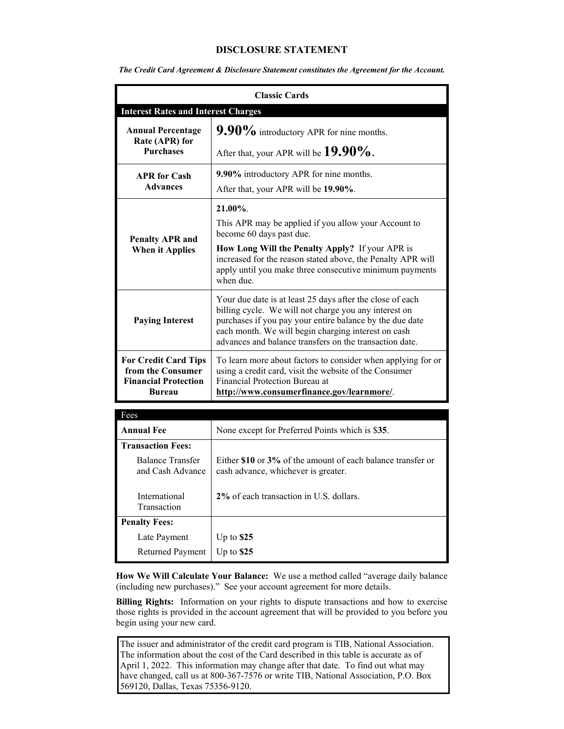# DISCLOSURE STATEMENT

***The Credit Card Agreement & Disclosure Statement constitutes the Agreement for the Account.***

| Classic Cards | |
|---|---|
| **Interest Rates and Interest Charges** | |
| **Annual Percentage Rate (APR) for Purchases** | **9.90%** introductory APR for nine months.<br><br>After that, your APR will be **19.90%**. |
| **APR for Cash Advances** | **9.90%** introductory APR for nine months.<br><br>After that, your APR will be **19.90%**. |
| **Penalty APR and When it Applies** | **21.00%**.<br><br>This APR may be applied if you allow your Account to become 60 days past due.<br><br>**How Long Will the Penalty Apply?** If your APR is increased for the reason stated above, the Penalty APR will apply until you make three consecutive minimum payments when due. |
| **Paying Interest** | Your due date is at least 25 days after the close of each billing cycle. We will not charge you any interest on purchases if you pay your entire balance by the due date each month. We will begin charging interest on cash advances and balance transfers on the transaction date. |
| **For Credit Card Tips from the Consumer Financial Protection Bureau** | To learn more about factors to consider when applying for or using a credit card, visit the website of the Consumer Financial Protection Bureau at **http://www.consumerfinance.gov/learnmore/**. |

| Fees | |
|---|---|
| **Annual Fee** | None except for Preferred Points which is $**35**. |
| **Transaction Fees:** | |
| Balance Transfer and Cash Advance | Either **$10** or **3%** of the amount of each balance transfer or cash advance, whichever is greater. |
| International Transaction | **2%** of each transaction in U.S. dollars. |
| **Penalty Fees:** | |
| Late Payment | Up to **$25** |
| Returned Payment | Up to **$25** |

**How We Will Calculate Your Balance:** We use a method called "average daily balance (including new purchases)." See your account agreement for more details.

**Billing Rights:** Information on your rights to dispute transactions and how to exercise those rights is provided in the account agreement that will be provided to you before you begin using your new card.

The issuer and administrator of the credit card program is TIB, National Association. The information about the cost of the Card described in this table is accurate as of April 1, 2022. This information may change after that date. To find out what may have changed, call us at 800-367-7576 or write TIB, National Association, P.O. Box 569120, Dallas, Texas 75356-9120.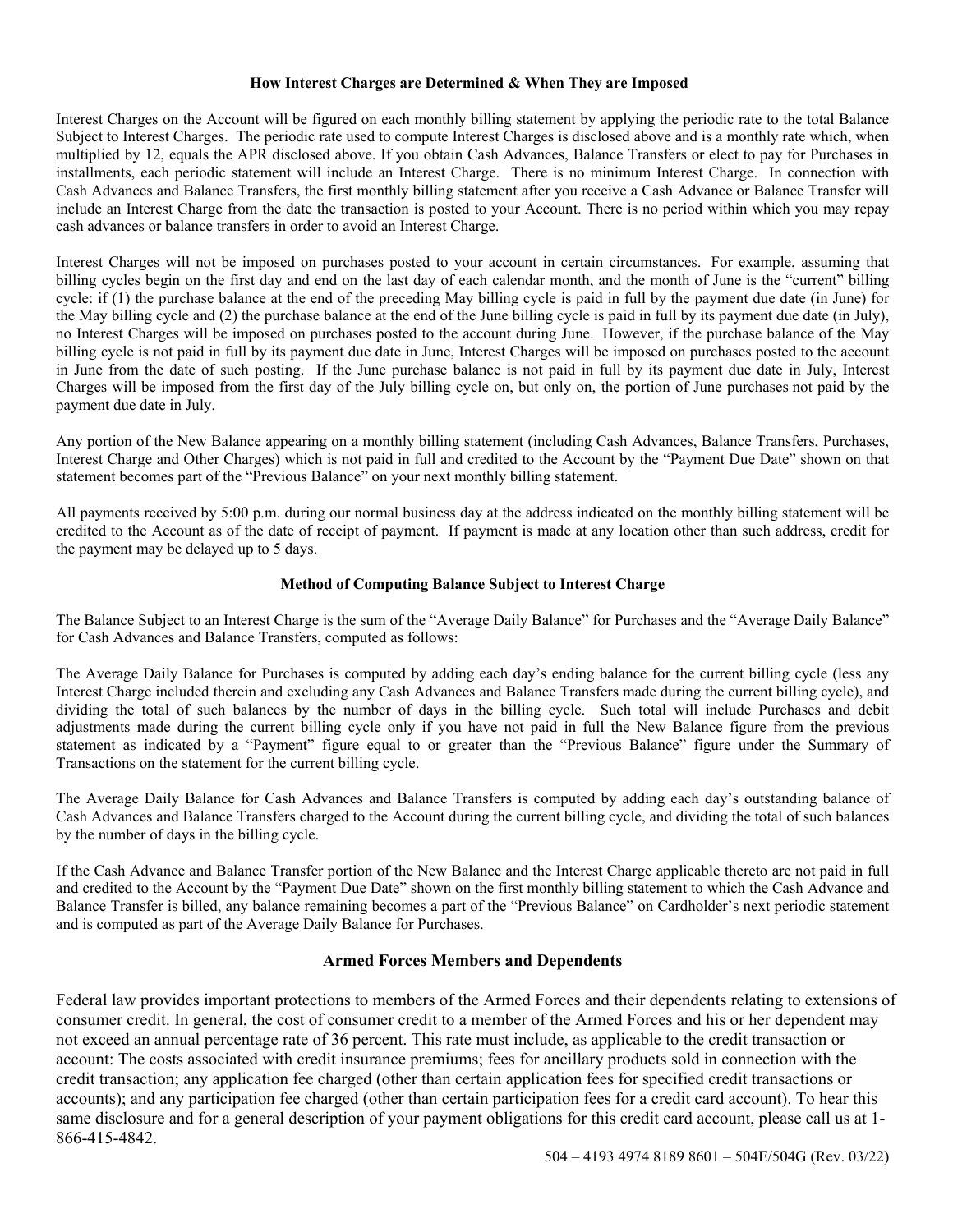## How Interest Charges are Determined & When They are Imposed

Interest Charges on the Account will be figured on each monthly billing statement by applying the periodic rate to the total Balance Subject to Interest Charges. The periodic rate used to compute Interest Charges is disclosed above and is a monthly rate which, when multiplied by 12, equals the APR disclosed above. If you obtain Cash Advances, Balance Transfers or elect to pay for Purchases in installments, each periodic statement will include an Interest Charge. There is no minimum Interest Charge. In connection with Cash Advances and Balance Transfers, the first monthly billing statement after you receive a Cash Advance or Balance Transfer will include an Interest Charge from the date the transaction is posted to your Account. There is no period within which you may repay cash advances or balance transfers in order to avoid an Interest Charge.

Interest Charges will not be imposed on purchases posted to your account in certain circumstances. For example, assuming that billing cycles begin on the first day and end on the last day of each calendar month, and the month of June is the "current" billing cycle: if (1) the purchase balance at the end of the preceding May billing cycle is paid in full by the payment due date (in June) for the May billing cycle and (2) the purchase balance at the end of the June billing cycle is paid in full by its payment due date (in July), no Interest Charges will be imposed on purchases posted to the account during June. However, if the purchase balance of the May billing cycle is not paid in full by its payment due date in June, Interest Charges will be imposed on purchases posted to the account in June from the date of such posting. If the June purchase balance is not paid in full by its payment due date in July, Interest Charges will be imposed from the first day of the July billing cycle on, but only on, the portion of June purchases not paid by the payment due date in July.

Any portion of the New Balance appearing on a monthly billing statement (including Cash Advances, Balance Transfers, Purchases, Interest Charge and Other Charges) which is not paid in full and credited to the Account by the "Payment Due Date" shown on that statement becomes part of the "Previous Balance" on your next monthly billing statement.

All payments received by 5:00 p.m. during our normal business day at the address indicated on the monthly billing statement will be credited to the Account as of the date of receipt of payment. If payment is made at any location other than such address, credit for the payment may be delayed up to 5 days.

## Method of Computing Balance Subject to Interest Charge

The Balance Subject to an Interest Charge is the sum of the "Average Daily Balance" for Purchases and the "Average Daily Balance" for Cash Advances and Balance Transfers, computed as follows:

The Average Daily Balance for Purchases is computed by adding each day's ending balance for the current billing cycle (less any Interest Charge included therein and excluding any Cash Advances and Balance Transfers made during the current billing cycle), and dividing the total of such balances by the number of days in the billing cycle. Such total will include Purchases and debit adjustments made during the current billing cycle only if you have not paid in full the New Balance figure from the previous statement as indicated by a "Payment" figure equal to or greater than the "Previous Balance" figure under the Summary of Transactions on the statement for the current billing cycle.

The Average Daily Balance for Cash Advances and Balance Transfers is computed by adding each day's outstanding balance of Cash Advances and Balance Transfers charged to the Account during the current billing cycle, and dividing the total of such balances by the number of days in the billing cycle.

If the Cash Advance and Balance Transfer portion of the New Balance and the Interest Charge applicable thereto are not paid in full and credited to the Account by the "Payment Due Date" shown on the first monthly billing statement to which the Cash Advance and Balance Transfer is billed, any balance remaining becomes a part of the "Previous Balance" on Cardholder's next periodic statement and is computed as part of the Average Daily Balance for Purchases.

## Armed Forces Members and Dependents

Federal law provides important protections to members of the Armed Forces and their dependents relating to extensions of consumer credit. In general, the cost of consumer credit to a member of the Armed Forces and his or her dependent may not exceed an annual percentage rate of 36 percent. This rate must include, as applicable to the credit transaction or account: The costs associated with credit insurance premiums; fees for ancillary products sold in connection with the credit transaction; any application fee charged (other than certain application fees for specified credit transactions or accounts); and any participation fee charged (other than certain participation fees for a credit card account). To hear this same disclosure and for a general description of your payment obligations for this credit card account, please call us at 1-866-415-4842.

504 – 4193 4974 8189 8601 – 504E/504G (Rev. 03/22)